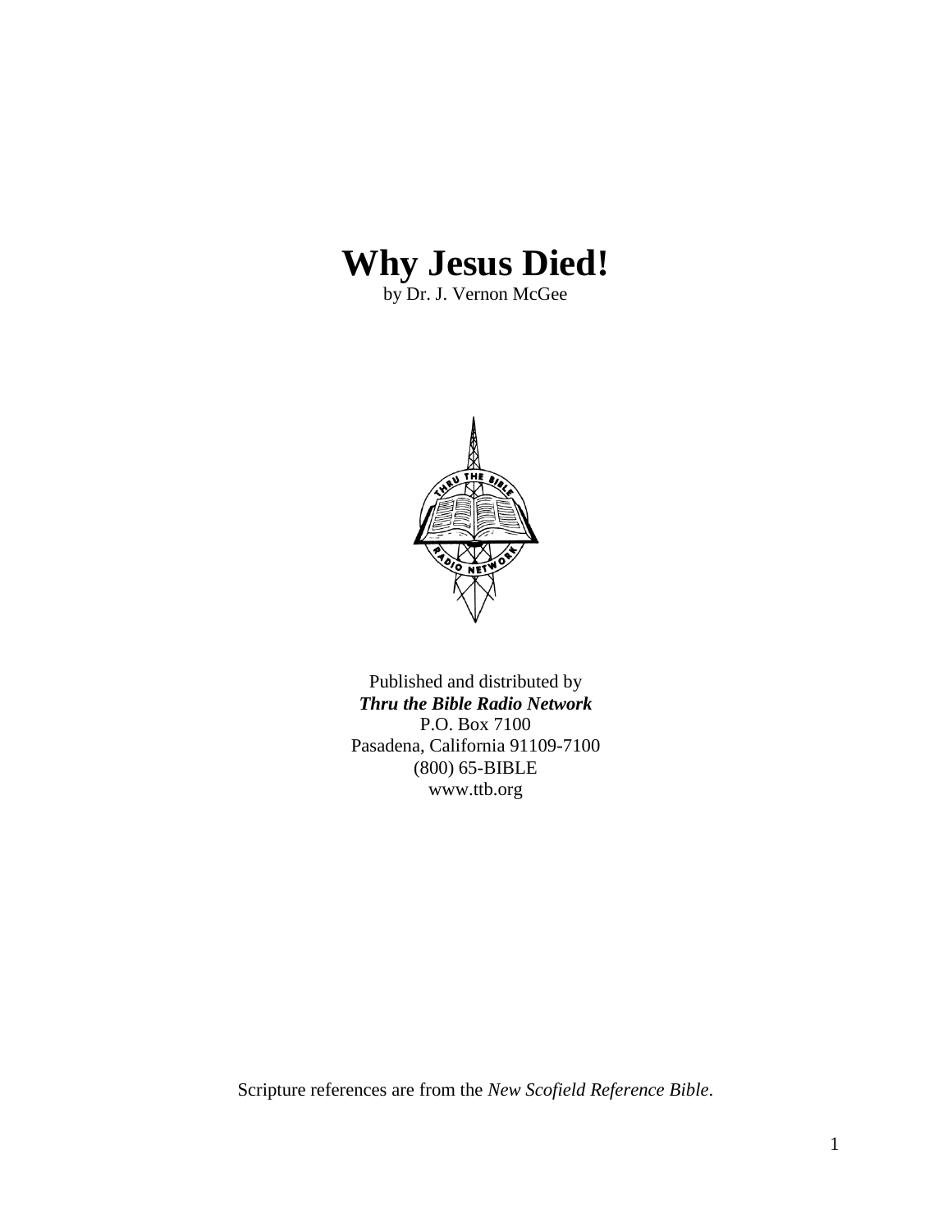# Why Jesus Died!

by Dr. J. Vernon McGee

Published and distributed by
***Thru the Bible Radio Network***
P.O. Box 7100
Pasadena, California 91109-7100
(800) 65-BIBLE
www.ttb.org

Scripture references are from the *New Scofield Reference Bible*.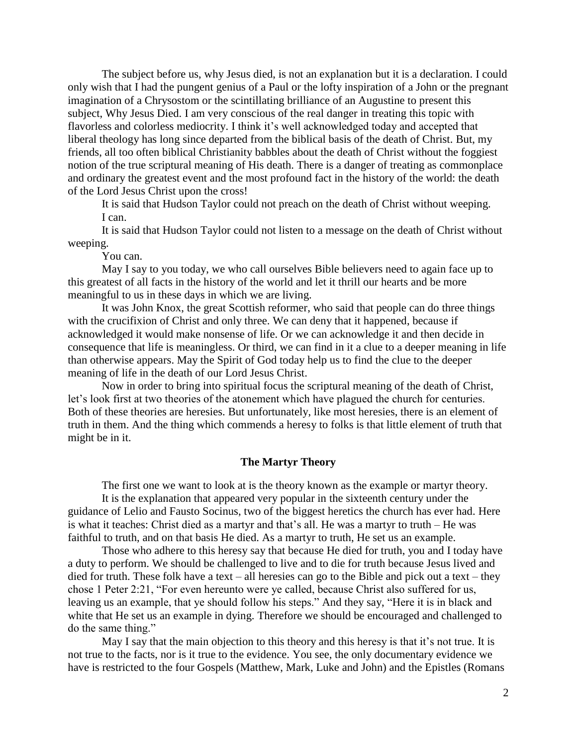The subject before us, why Jesus died, is not an explanation but it is a declaration. I could only wish that I had the pungent genius of a Paul or the lofty inspiration of a John or the pregnant imagination of a Chrysostom or the scintillating brilliance of an Augustine to present this subject, Why Jesus Died. I am very conscious of the real danger in treating this topic with flavorless and colorless mediocrity. I think it's well acknowledged today and accepted that liberal theology has long since departed from the biblical basis of the death of Christ. But, my friends, all too often biblical Christianity babbles about the death of Christ without the foggiest notion of the true scriptural meaning of His death. There is a danger of treating as commonplace and ordinary the greatest event and the most profound fact in the history of the world: the death of the Lord Jesus Christ upon the cross!

It is said that Hudson Taylor could not preach on the death of Christ without weeping.

I can.

It is said that Hudson Taylor could not listen to a message on the death of Christ without weeping.

You can.

May I say to you today, we who call ourselves Bible believers need to again face up to this greatest of all facts in the history of the world and let it thrill our hearts and be more meaningful to us in these days in which we are living.

It was John Knox, the great Scottish reformer, who said that people can do three things with the crucifixion of Christ and only three. We can deny that it happened, because if acknowledged it would make nonsense of life. Or we can acknowledge it and then decide in consequence that life is meaningless. Or third, we can find in it a clue to a deeper meaning in life than otherwise appears. May the Spirit of God today help us to find the clue to the deeper meaning of life in the death of our Lord Jesus Christ.

Now in order to bring into spiritual focus the scriptural meaning of the death of Christ, let's look first at two theories of the atonement which have plagued the church for centuries. Both of these theories are heresies. But unfortunately, like most heresies, there is an element of truth in them. And the thing which commends a heresy to folks is that little element of truth that might be in it.

## The Martyr Theory

The first one we want to look at is the theory known as the example or martyr theory.

It is the explanation that appeared very popular in the sixteenth century under the guidance of Lelio and Fausto Socinus, two of the biggest heretics the church has ever had. Here is what it teaches: Christ died as a martyr and that's all. He was a martyr to truth – He was faithful to truth, and on that basis He died. As a martyr to truth, He set us an example.

Those who adhere to this heresy say that because He died for truth, you and I today have a duty to perform. We should be challenged to live and to die for truth because Jesus lived and died for truth. These folk have a text – all heresies can go to the Bible and pick out a text – they chose 1 Peter 2:21, "For even hereunto were ye called, because Christ also suffered for us, leaving us an example, that ye should follow his steps." And they say, "Here it is in black and white that He set us an example in dying. Therefore we should be encouraged and challenged to do the same thing."

May I say that the main objection to this theory and this heresy is that it's not true. It is not true to the facts, nor is it true to the evidence. You see, the only documentary evidence we have is restricted to the four Gospels (Matthew, Mark, Luke and John) and the Epistles (Romans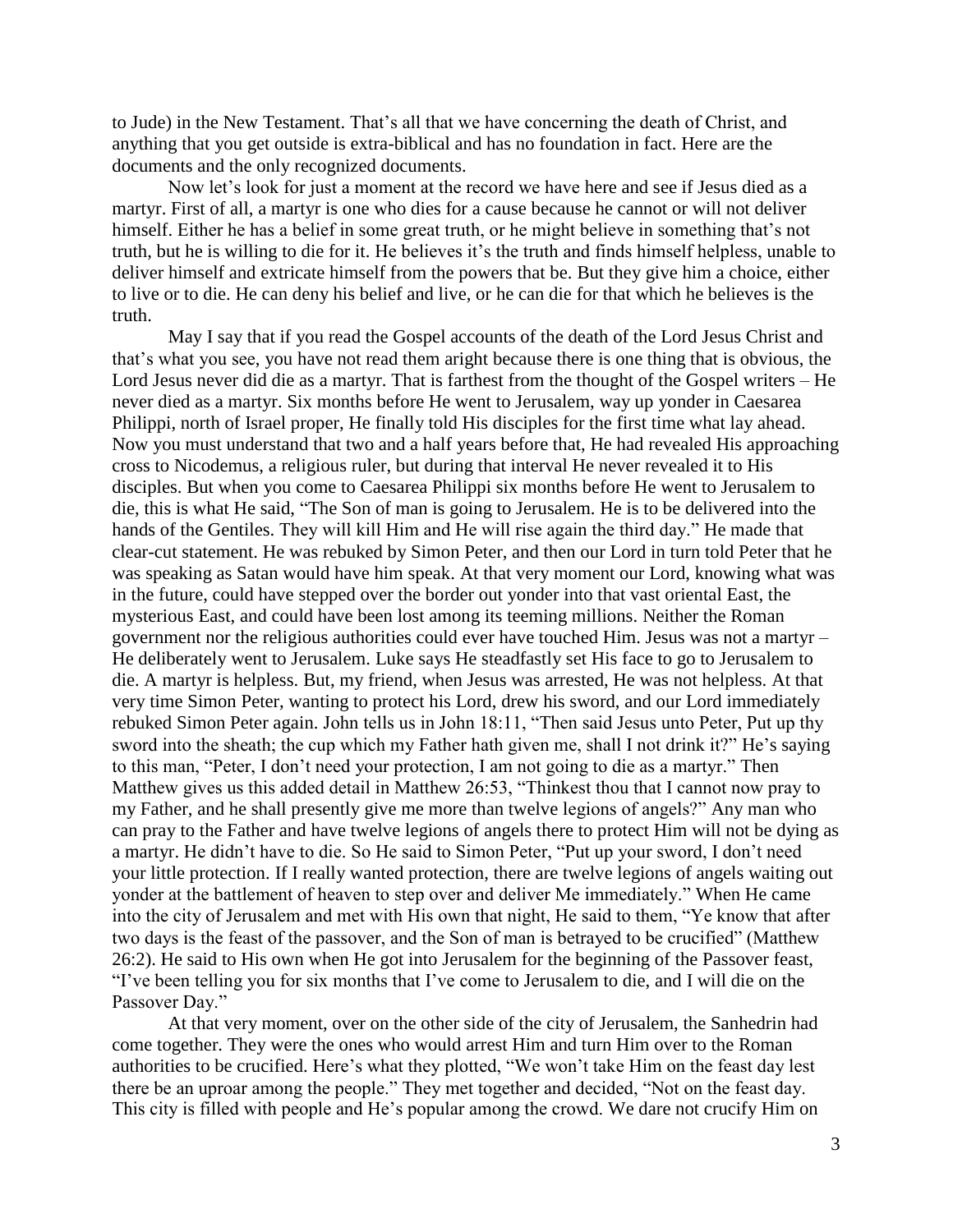to Jude) in the New Testament. That's all that we have concerning the death of Christ, and anything that you get outside is extra-biblical and has no foundation in fact. Here are the documents and the only recognized documents.

Now let's look for just a moment at the record we have here and see if Jesus died as a martyr. First of all, a martyr is one who dies for a cause because he cannot or will not deliver himself. Either he has a belief in some great truth, or he might believe in something that's not truth, but he is willing to die for it. He believes it's the truth and finds himself helpless, unable to deliver himself and extricate himself from the powers that be. But they give him a choice, either to live or to die. He can deny his belief and live, or he can die for that which he believes is the truth.

May I say that if you read the Gospel accounts of the death of the Lord Jesus Christ and that's what you see, you have not read them aright because there is one thing that is obvious, the Lord Jesus never did die as a martyr. That is farthest from the thought of the Gospel writers – He never died as a martyr. Six months before He went to Jerusalem, way up yonder in Caesarea Philippi, north of Israel proper, He finally told His disciples for the first time what lay ahead. Now you must understand that two and a half years before that, He had revealed His approaching cross to Nicodemus, a religious ruler, but during that interval He never revealed it to His disciples. But when you come to Caesarea Philippi six months before He went to Jerusalem to die, this is what He said, "The Son of man is going to Jerusalem. He is to be delivered into the hands of the Gentiles. They will kill Him and He will rise again the third day." He made that clear-cut statement. He was rebuked by Simon Peter, and then our Lord in turn told Peter that he was speaking as Satan would have him speak. At that very moment our Lord, knowing what was in the future, could have stepped over the border out yonder into that vast oriental East, the mysterious East, and could have been lost among its teeming millions. Neither the Roman government nor the religious authorities could ever have touched Him. Jesus was not a martyr – He deliberately went to Jerusalem. Luke says He steadfastly set His face to go to Jerusalem to die. A martyr is helpless. But, my friend, when Jesus was arrested, He was not helpless. At that very time Simon Peter, wanting to protect his Lord, drew his sword, and our Lord immediately rebuked Simon Peter again. John tells us in John 18:11, "Then said Jesus unto Peter, Put up thy sword into the sheath; the cup which my Father hath given me, shall I not drink it?" He's saying to this man, "Peter, I don't need your protection, I am not going to die as a martyr." Then Matthew gives us this added detail in Matthew 26:53, "Thinkest thou that I cannot now pray to my Father, and he shall presently give me more than twelve legions of angels?" Any man who can pray to the Father and have twelve legions of angels there to protect Him will not be dying as a martyr. He didn't have to die. So He said to Simon Peter, "Put up your sword, I don't need your little protection. If I really wanted protection, there are twelve legions of angels waiting out yonder at the battlement of heaven to step over and deliver Me immediately." When He came into the city of Jerusalem and met with His own that night, He said to them, "Ye know that after two days is the feast of the passover, and the Son of man is betrayed to be crucified" (Matthew 26:2). He said to His own when He got into Jerusalem for the beginning of the Passover feast, "I've been telling you for six months that I've come to Jerusalem to die, and I will die on the Passover Day."

At that very moment, over on the other side of the city of Jerusalem, the Sanhedrin had come together. They were the ones who would arrest Him and turn Him over to the Roman authorities to be crucified. Here's what they plotted, "We won't take Him on the feast day lest there be an uproar among the people." They met together and decided, "Not on the feast day. This city is filled with people and He's popular among the crowd. We dare not crucify Him on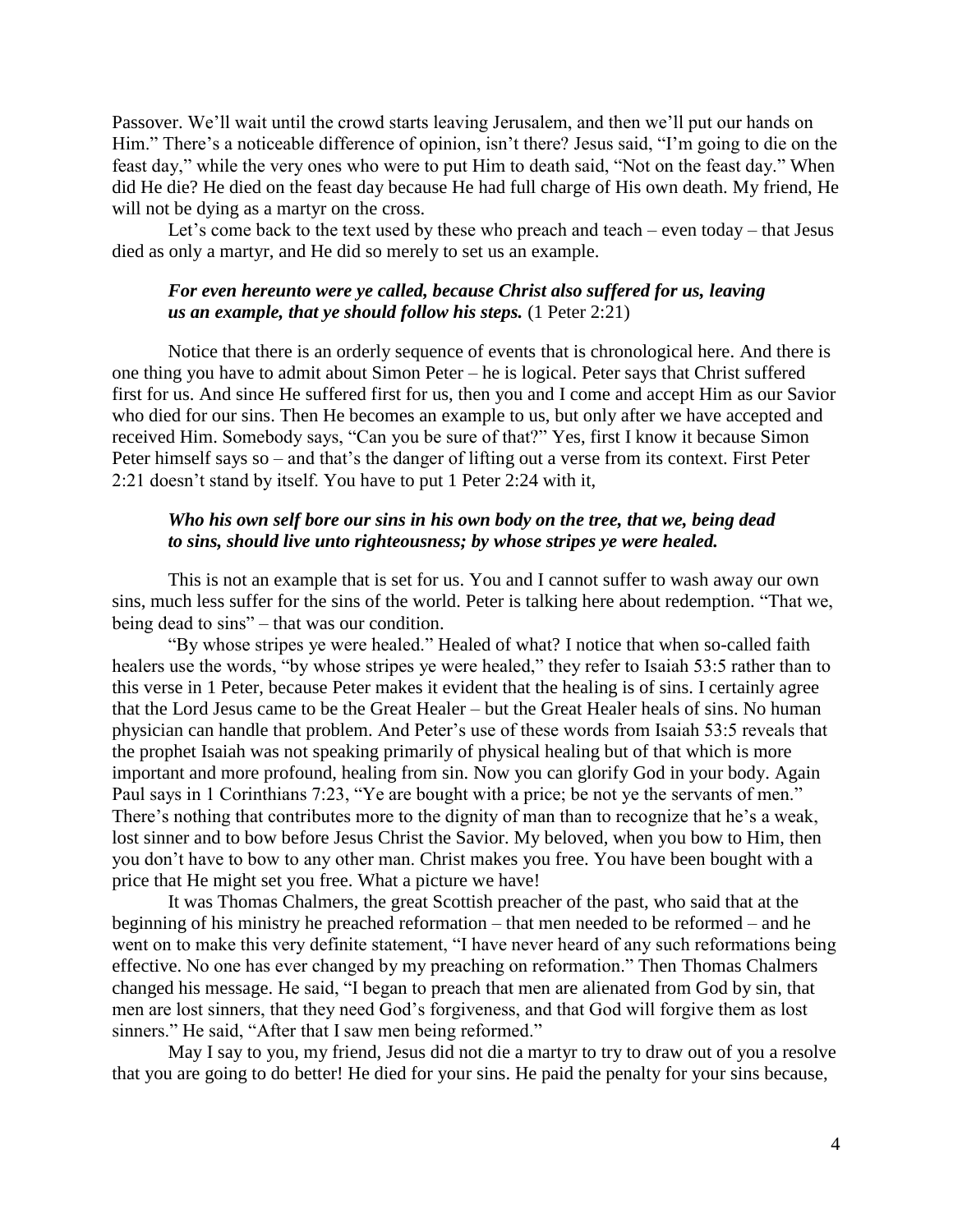Passover. We'll wait until the crowd starts leaving Jerusalem, and then we'll put our hands on Him." There's a noticeable difference of opinion, isn't there? Jesus said, "I'm going to die on the feast day," while the very ones who were to put Him to death said, "Not on the feast day." When did He die? He died on the feast day because He had full charge of His own death. My friend, He will not be dying as a martyr on the cross.

Let's come back to the text used by these who preach and teach – even today – that Jesus died as only a martyr, and He did so merely to set us an example.

> ***For even hereunto were ye called, because Christ also suffered for us, leaving us an example, that ye should follow his steps.*** (1 Peter 2:21)

Notice that there is an orderly sequence of events that is chronological here. And there is one thing you have to admit about Simon Peter – he is logical. Peter says that Christ suffered first for us. And since He suffered first for us, then you and I come and accept Him as our Savior who died for our sins. Then He becomes an example to us, but only after we have accepted and received Him. Somebody says, "Can you be sure of that?" Yes, first I know it because Simon Peter himself says so – and that's the danger of lifting out a verse from its context. First Peter 2:21 doesn't stand by itself. You have to put 1 Peter 2:24 with it,

> ***Who his own self bore our sins in his own body on the tree, that we, being dead to sins, should live unto righteousness; by whose stripes ye were healed.***

This is not an example that is set for us. You and I cannot suffer to wash away our own sins, much less suffer for the sins of the world. Peter is talking here about redemption. "That we, being dead to sins" – that was our condition.

"By whose stripes ye were healed." Healed of what? I notice that when so-called faith healers use the words, "by whose stripes ye were healed," they refer to Isaiah 53:5 rather than to this verse in 1 Peter, because Peter makes it evident that the healing is of sins. I certainly agree that the Lord Jesus came to be the Great Healer – but the Great Healer heals of sins. No human physician can handle that problem. And Peter's use of these words from Isaiah 53:5 reveals that the prophet Isaiah was not speaking primarily of physical healing but of that which is more important and more profound, healing from sin. Now you can glorify God in your body. Again Paul says in 1 Corinthians 7:23, "Ye are bought with a price; be not ye the servants of men." There's nothing that contributes more to the dignity of man than to recognize that he's a weak, lost sinner and to bow before Jesus Christ the Savior. My beloved, when you bow to Him, then you don't have to bow to any other man. Christ makes you free. You have been bought with a price that He might set you free. What a picture we have!

It was Thomas Chalmers, the great Scottish preacher of the past, who said that at the beginning of his ministry he preached reformation – that men needed to be reformed – and he went on to make this very definite statement, "I have never heard of any such reformations being effective. No one has ever changed by my preaching on reformation." Then Thomas Chalmers changed his message. He said, "I began to preach that men are alienated from God by sin, that men are lost sinners, that they need God's forgiveness, and that God will forgive them as lost sinners." He said, "After that I saw men being reformed."

May I say to you, my friend, Jesus did not die a martyr to try to draw out of you a resolve that you are going to do better! He died for your sins. He paid the penalty for your sins because,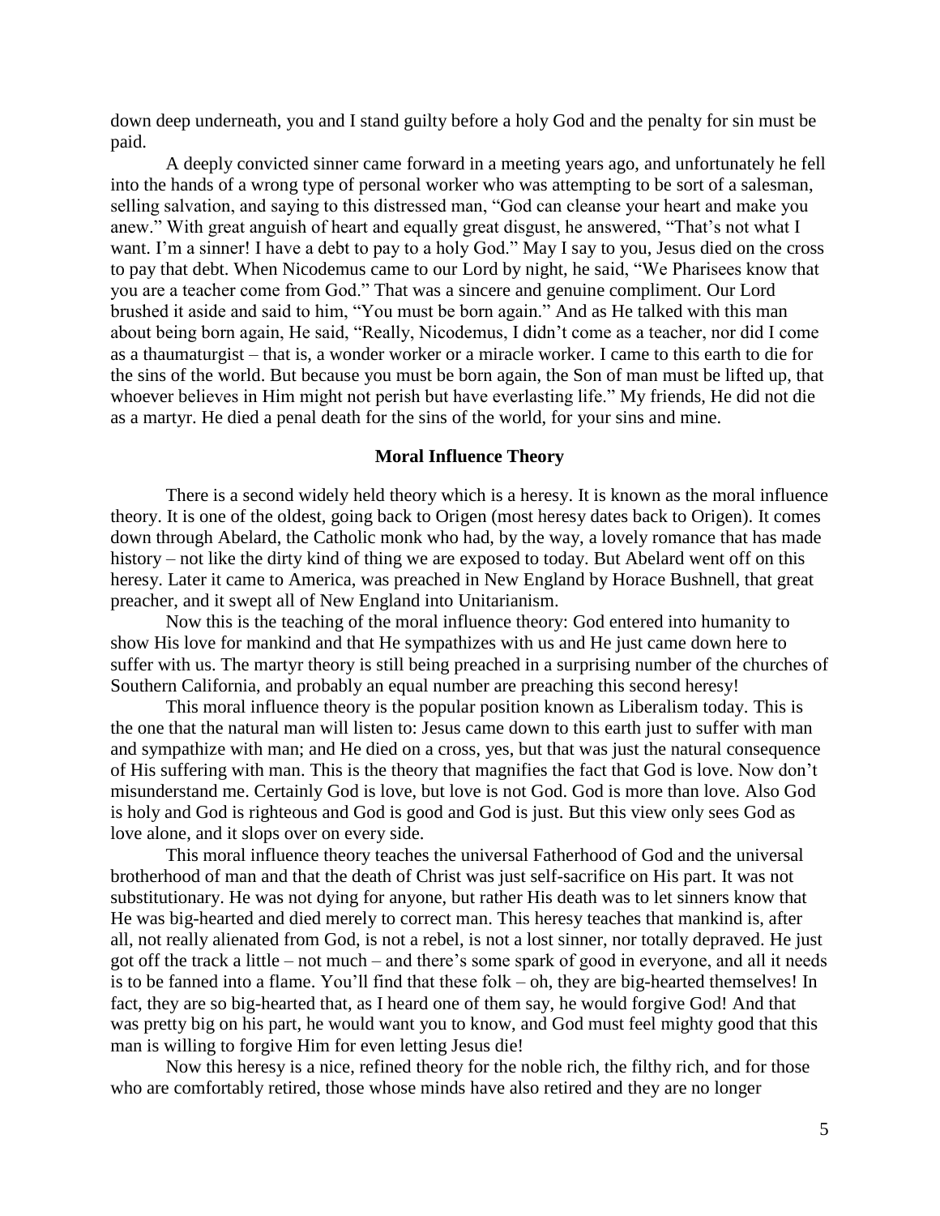down deep underneath, you and I stand guilty before a holy God and the penalty for sin must be paid.

A deeply convicted sinner came forward in a meeting years ago, and unfortunately he fell into the hands of a wrong type of personal worker who was attempting to be sort of a salesman, selling salvation, and saying to this distressed man, "God can cleanse your heart and make you anew." With great anguish of heart and equally great disgust, he answered, "That's not what I want. I'm a sinner! I have a debt to pay to a holy God." May I say to you, Jesus died on the cross to pay that debt. When Nicodemus came to our Lord by night, he said, "We Pharisees know that you are a teacher come from God." That was a sincere and genuine compliment. Our Lord brushed it aside and said to him, "You must be born again." And as He talked with this man about being born again, He said, "Really, Nicodemus, I didn't come as a teacher, nor did I come as a thaumaturgist – that is, a wonder worker or a miracle worker. I came to this earth to die for the sins of the world. But because you must be born again, the Son of man must be lifted up, that whoever believes in Him might not perish but have everlasting life." My friends, He did not die as a martyr. He died a penal death for the sins of the world, for your sins and mine.

## Moral Influence Theory

There is a second widely held theory which is a heresy. It is known as the moral influence theory. It is one of the oldest, going back to Origen (most heresy dates back to Origen). It comes down through Abelard, the Catholic monk who had, by the way, a lovely romance that has made history – not like the dirty kind of thing we are exposed to today. But Abelard went off on this heresy. Later it came to America, was preached in New England by Horace Bushnell, that great preacher, and it swept all of New England into Unitarianism.

Now this is the teaching of the moral influence theory: God entered into humanity to show His love for mankind and that He sympathizes with us and He just came down here to suffer with us. The martyr theory is still being preached in a surprising number of the churches of Southern California, and probably an equal number are preaching this second heresy!

This moral influence theory is the popular position known as Liberalism today. This is the one that the natural man will listen to: Jesus came down to this earth just to suffer with man and sympathize with man; and He died on a cross, yes, but that was just the natural consequence of His suffering with man. This is the theory that magnifies the fact that God is love. Now don't misunderstand me. Certainly God is love, but love is not God. God is more than love. Also God is holy and God is righteous and God is good and God is just. But this view only sees God as love alone, and it slops over on every side.

This moral influence theory teaches the universal Fatherhood of God and the universal brotherhood of man and that the death of Christ was just self-sacrifice on His part. It was not substitutionary. He was not dying for anyone, but rather His death was to let sinners know that He was big-hearted and died merely to correct man. This heresy teaches that mankind is, after all, not really alienated from God, is not a rebel, is not a lost sinner, nor totally depraved. He just got off the track a little – not much – and there's some spark of good in everyone, and all it needs is to be fanned into a flame. You'll find that these folk – oh, they are big-hearted themselves! In fact, they are so big-hearted that, as I heard one of them say, he would forgive God! And that was pretty big on his part, he would want you to know, and God must feel mighty good that this man is willing to forgive Him for even letting Jesus die!

Now this heresy is a nice, refined theory for the noble rich, the filthy rich, and for those who are comfortably retired, those whose minds have also retired and they are no longer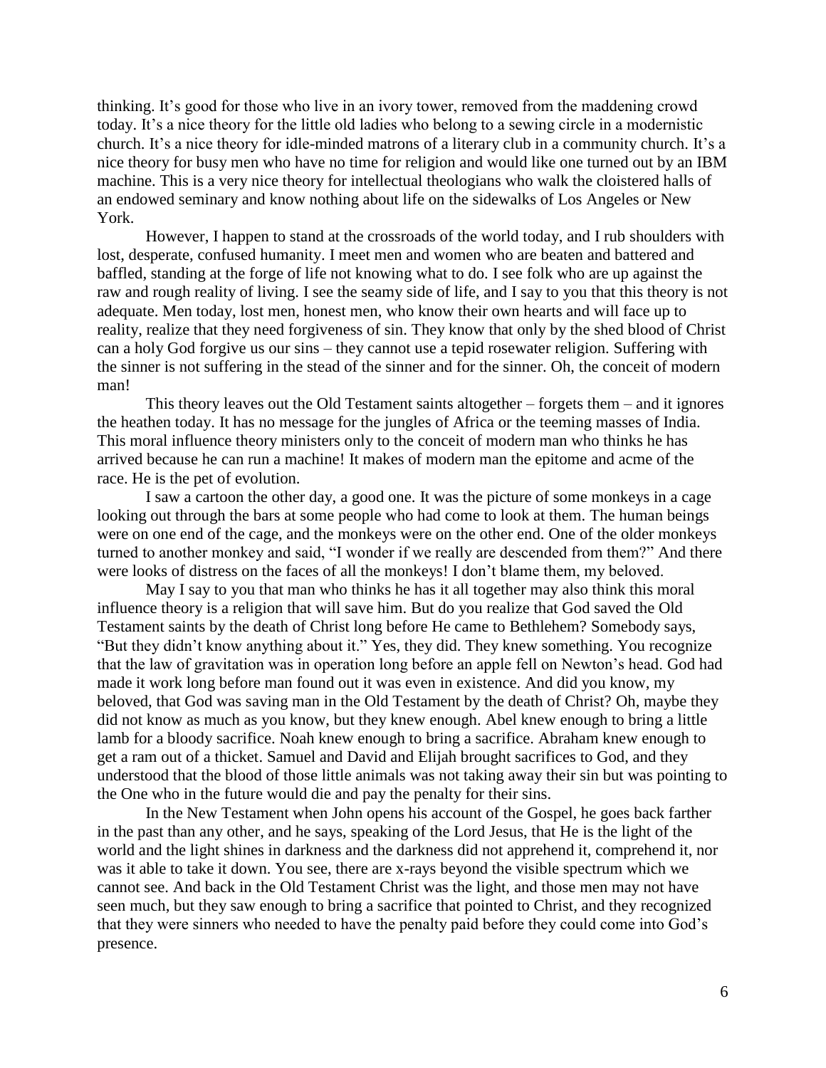thinking. It's good for those who live in an ivory tower, removed from the maddening crowd today. It's a nice theory for the little old ladies who belong to a sewing circle in a modernistic church. It's a nice theory for idle-minded matrons of a literary club in a community church. It's a nice theory for busy men who have no time for religion and would like one turned out by an IBM machine. This is a very nice theory for intellectual theologians who walk the cloistered halls of an endowed seminary and know nothing about life on the sidewalks of Los Angeles or New York.

However, I happen to stand at the crossroads of the world today, and I rub shoulders with lost, desperate, confused humanity. I meet men and women who are beaten and battered and baffled, standing at the forge of life not knowing what to do. I see folk who are up against the raw and rough reality of living. I see the seamy side of life, and I say to you that this theory is not adequate. Men today, lost men, honest men, who know their own hearts and will face up to reality, realize that they need forgiveness of sin. They know that only by the shed blood of Christ can a holy God forgive us our sins – they cannot use a tepid rosewater religion. Suffering with the sinner is not suffering in the stead of the sinner and for the sinner. Oh, the conceit of modern man!

This theory leaves out the Old Testament saints altogether – forgets them – and it ignores the heathen today. It has no message for the jungles of Africa or the teeming masses of India. This moral influence theory ministers only to the conceit of modern man who thinks he has arrived because he can run a machine! It makes of modern man the epitome and acme of the race. He is the pet of evolution.

I saw a cartoon the other day, a good one. It was the picture of some monkeys in a cage looking out through the bars at some people who had come to look at them. The human beings were on one end of the cage, and the monkeys were on the other end. One of the older monkeys turned to another monkey and said, "I wonder if we really are descended from them?" And there were looks of distress on the faces of all the monkeys! I don't blame them, my beloved.

May I say to you that man who thinks he has it all together may also think this moral influence theory is a religion that will save him. But do you realize that God saved the Old Testament saints by the death of Christ long before He came to Bethlehem? Somebody says, "But they didn't know anything about it." Yes, they did. They knew something. You recognize that the law of gravitation was in operation long before an apple fell on Newton's head. God had made it work long before man found out it was even in existence. And did you know, my beloved, that God was saving man in the Old Testament by the death of Christ? Oh, maybe they did not know as much as you know, but they knew enough. Abel knew enough to bring a little lamb for a bloody sacrifice. Noah knew enough to bring a sacrifice. Abraham knew enough to get a ram out of a thicket. Samuel and David and Elijah brought sacrifices to God, and they understood that the blood of those little animals was not taking away their sin but was pointing to the One who in the future would die and pay the penalty for their sins.

In the New Testament when John opens his account of the Gospel, he goes back farther in the past than any other, and he says, speaking of the Lord Jesus, that He is the light of the world and the light shines in darkness and the darkness did not apprehend it, comprehend it, nor was it able to take it down. You see, there are x-rays beyond the visible spectrum which we cannot see. And back in the Old Testament Christ was the light, and those men may not have seen much, but they saw enough to bring a sacrifice that pointed to Christ, and they recognized that they were sinners who needed to have the penalty paid before they could come into God's presence.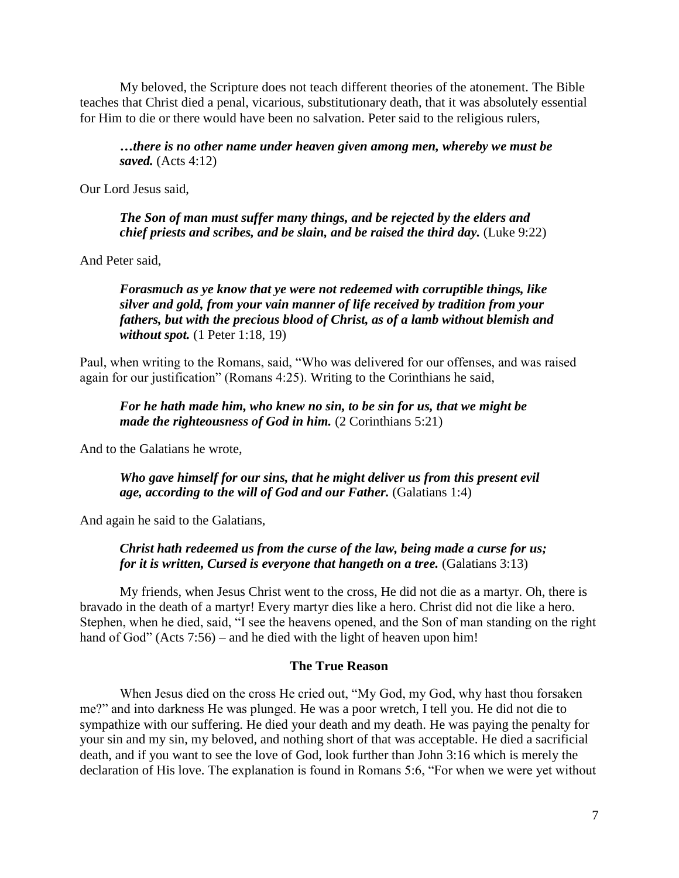My beloved, the Scripture does not teach different theories of the atonement. The Bible teaches that Christ died a penal, vicarious, substitutionary death, that it was absolutely essential for Him to die or there would have been no salvation. Peter said to the religious rulers,

> ***…there is no other name under heaven given among men, whereby we must be saved.*** (Acts 4:12)

Our Lord Jesus said,

> ***The Son of man must suffer many things, and be rejected by the elders and chief priests and scribes, and be slain, and be raised the third day.*** (Luke 9:22)

And Peter said,

> ***Forasmuch as ye know that ye were not redeemed with corruptible things, like silver and gold, from your vain manner of life received by tradition from your fathers, but with the precious blood of Christ, as of a lamb without blemish and without spot.*** (1 Peter 1:18, 19)

Paul, when writing to the Romans, said, "Who was delivered for our offenses, and was raised again for our justification" (Romans 4:25). Writing to the Corinthians he said,

> ***For he hath made him, who knew no sin, to be sin for us, that we might be made the righteousness of God in him.*** (2 Corinthians 5:21)

And to the Galatians he wrote,

> ***Who gave himself for our sins, that he might deliver us from this present evil age, according to the will of God and our Father.*** (Galatians 1:4)

And again he said to the Galatians,

> ***Christ hath redeemed us from the curse of the law, being made a curse for us; for it is written, Cursed is everyone that hangeth on a tree.*** (Galatians 3:13)

My friends, when Jesus Christ went to the cross, He did not die as a martyr. Oh, there is bravado in the death of a martyr! Every martyr dies like a hero. Christ did not die like a hero. Stephen, when he died, said, "I see the heavens opened, and the Son of man standing on the right hand of God" (Acts 7:56) – and he died with the light of heaven upon him!

### The True Reason

When Jesus died on the cross He cried out, "My God, my God, why hast thou forsaken me?" and into darkness He was plunged. He was a poor wretch, I tell you. He did not die to sympathize with our suffering. He died your death and my death. He was paying the penalty for your sin and my sin, my beloved, and nothing short of that was acceptable. He died a sacrificial death, and if you want to see the love of God, look further than John 3:16 which is merely the declaration of His love. The explanation is found in Romans 5:6, "For when we were yet without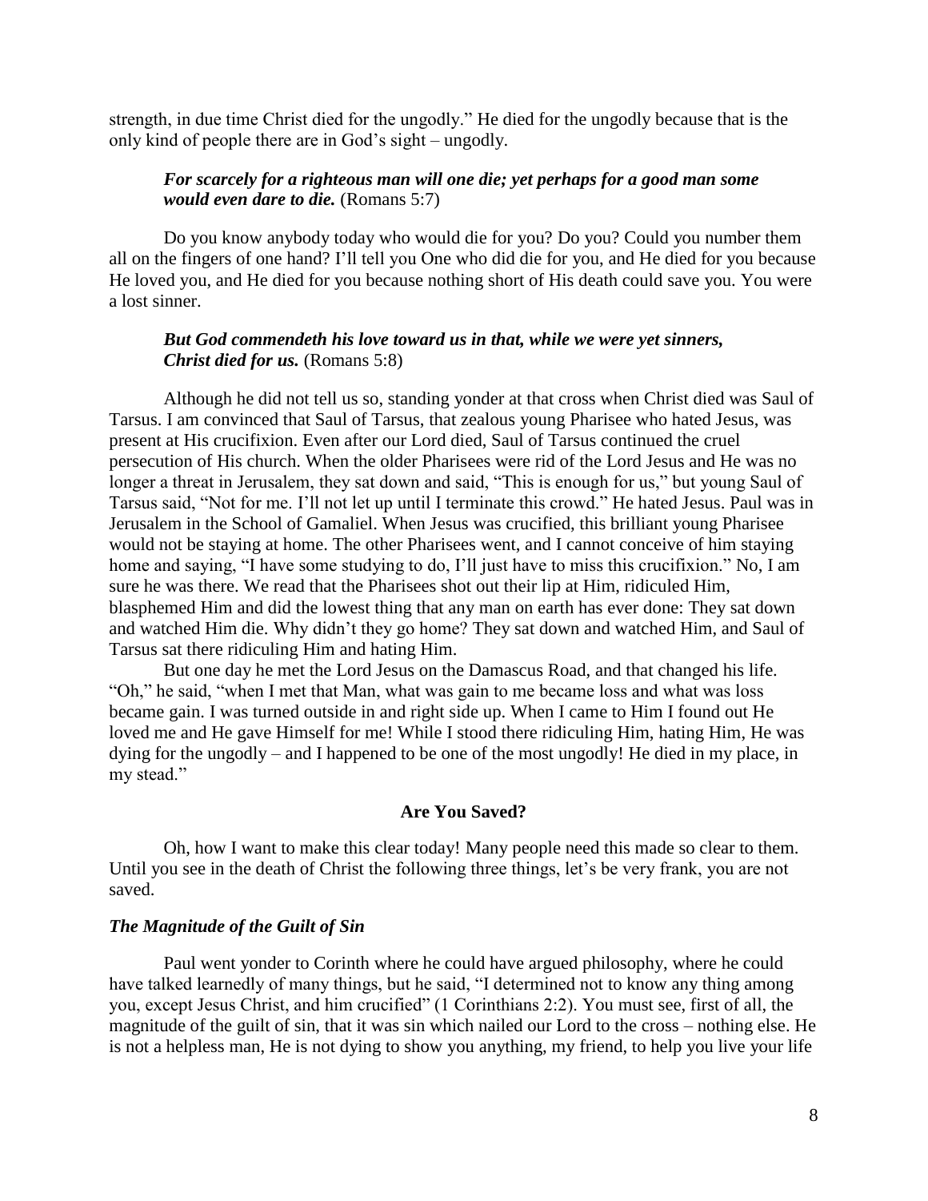strength, in due time Christ died for the ungodly." He died for the ungodly because that is the only kind of people there are in God's sight – ungodly.

> ***For scarcely for a righteous man will one die; yet perhaps for a good man some would even dare to die.*** (Romans 5:7)

Do you know anybody today who would die for you? Do you? Could you number them all on the fingers of one hand? I'll tell you One who did die for you, and He died for you because He loved you, and He died for you because nothing short of His death could save you. You were a lost sinner.

> ***But God commendeth his love toward us in that, while we were yet sinners, Christ died for us.*** (Romans 5:8)

Although he did not tell us so, standing yonder at that cross when Christ died was Saul of Tarsus. I am convinced that Saul of Tarsus, that zealous young Pharisee who hated Jesus, was present at His crucifixion. Even after our Lord died, Saul of Tarsus continued the cruel persecution of His church. When the older Pharisees were rid of the Lord Jesus and He was no longer a threat in Jerusalem, they sat down and said, "This is enough for us," but young Saul of Tarsus said, "Not for me. I'll not let up until I terminate this crowd." He hated Jesus. Paul was in Jerusalem in the School of Gamaliel. When Jesus was crucified, this brilliant young Pharisee would not be staying at home. The other Pharisees went, and I cannot conceive of him staying home and saying, "I have some studying to do, I'll just have to miss this crucifixion." No, I am sure he was there. We read that the Pharisees shot out their lip at Him, ridiculed Him, blasphemed Him and did the lowest thing that any man on earth has ever done: They sat down and watched Him die. Why didn't they go home? They sat down and watched Him, and Saul of Tarsus sat there ridiculing Him and hating Him.

But one day he met the Lord Jesus on the Damascus Road, and that changed his life. "Oh," he said, "when I met that Man, what was gain to me became loss and what was loss became gain. I was turned outside in and right side up. When I came to Him I found out He loved me and He gave Himself for me! While I stood there ridiculing Him, hating Him, He was dying for the ungodly – and I happened to be one of the most ungodly! He died in my place, in my stead."

## Are You Saved?

Oh, how I want to make this clear today! Many people need this made so clear to them. Until you see in the death of Christ the following three things, let's be very frank, you are not saved.

### *The Magnitude of the Guilt of Sin*

Paul went yonder to Corinth where he could have argued philosophy, where he could have talked learnedly of many things, but he said, "I determined not to know any thing among you, except Jesus Christ, and him crucified" (1 Corinthians 2:2). You must see, first of all, the magnitude of the guilt of sin, that it was sin which nailed our Lord to the cross – nothing else. He is not a helpless man, He is not dying to show you anything, my friend, to help you live your life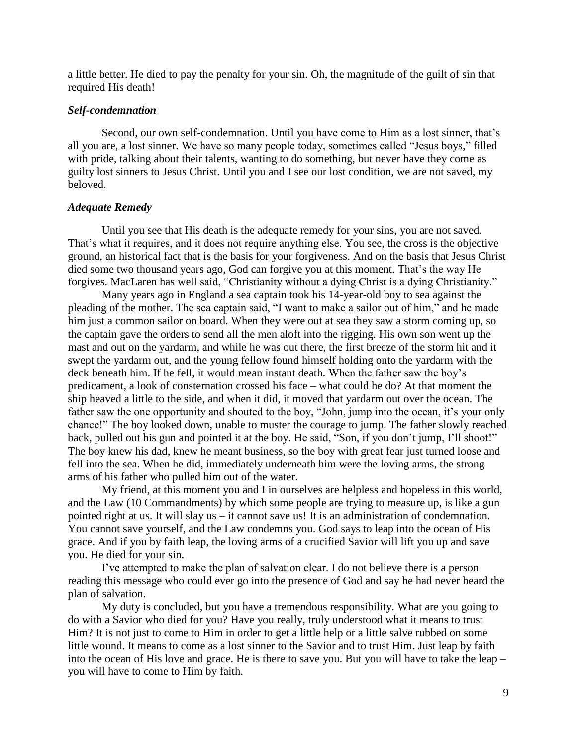a little better. He died to pay the penalty for your sin. Oh, the magnitude of the guilt of sin that required His death!

### *Self-condemnation*

Second, our own self-condemnation. Until you have come to Him as a lost sinner, that's all you are, a lost sinner. We have so many people today, sometimes called "Jesus boys," filled with pride, talking about their talents, wanting to do something, but never have they come as guilty lost sinners to Jesus Christ. Until you and I see our lost condition, we are not saved, my beloved.

### *Adequate Remedy*

Until you see that His death is the adequate remedy for your sins, you are not saved. That's what it requires, and it does not require anything else. You see, the cross is the objective ground, an historical fact that is the basis for your forgiveness. And on the basis that Jesus Christ died some two thousand years ago, God can forgive you at this moment. That's the way He forgives. MacLaren has well said, "Christianity without a dying Christ is a dying Christianity."

Many years ago in England a sea captain took his 14-year-old boy to sea against the pleading of the mother. The sea captain said, "I want to make a sailor out of him," and he made him just a common sailor on board. When they were out at sea they saw a storm coming up, so the captain gave the orders to send all the men aloft into the rigging. His own son went up the mast and out on the yardarm, and while he was out there, the first breeze of the storm hit and it swept the yardarm out, and the young fellow found himself holding onto the yardarm with the deck beneath him. If he fell, it would mean instant death. When the father saw the boy's predicament, a look of consternation crossed his face – what could he do? At that moment the ship heaved a little to the side, and when it did, it moved that yardarm out over the ocean. The father saw the one opportunity and shouted to the boy, "John, jump into the ocean, it's your only chance!" The boy looked down, unable to muster the courage to jump. The father slowly reached back, pulled out his gun and pointed it at the boy. He said, "Son, if you don't jump, I'll shoot!" The boy knew his dad, knew he meant business, so the boy with great fear just turned loose and fell into the sea. When he did, immediately underneath him were the loving arms, the strong arms of his father who pulled him out of the water.

My friend, at this moment you and I in ourselves are helpless and hopeless in this world, and the Law (10 Commandments) by which some people are trying to measure up, is like a gun pointed right at us. It will slay us – it cannot save us! It is an administration of condemnation. You cannot save yourself, and the Law condemns you. God says to leap into the ocean of His grace. And if you by faith leap, the loving arms of a crucified Savior will lift you up and save you. He died for your sin.

I've attempted to make the plan of salvation clear. I do not believe there is a person reading this message who could ever go into the presence of God and say he had never heard the plan of salvation.

My duty is concluded, but you have a tremendous responsibility. What are you going to do with a Savior who died for you? Have you really, truly understood what it means to trust Him? It is not just to come to Him in order to get a little help or a little salve rubbed on some little wound. It means to come as a lost sinner to the Savior and to trust Him. Just leap by faith into the ocean of His love and grace. He is there to save you. But you will have to take the leap – you will have to come to Him by faith.